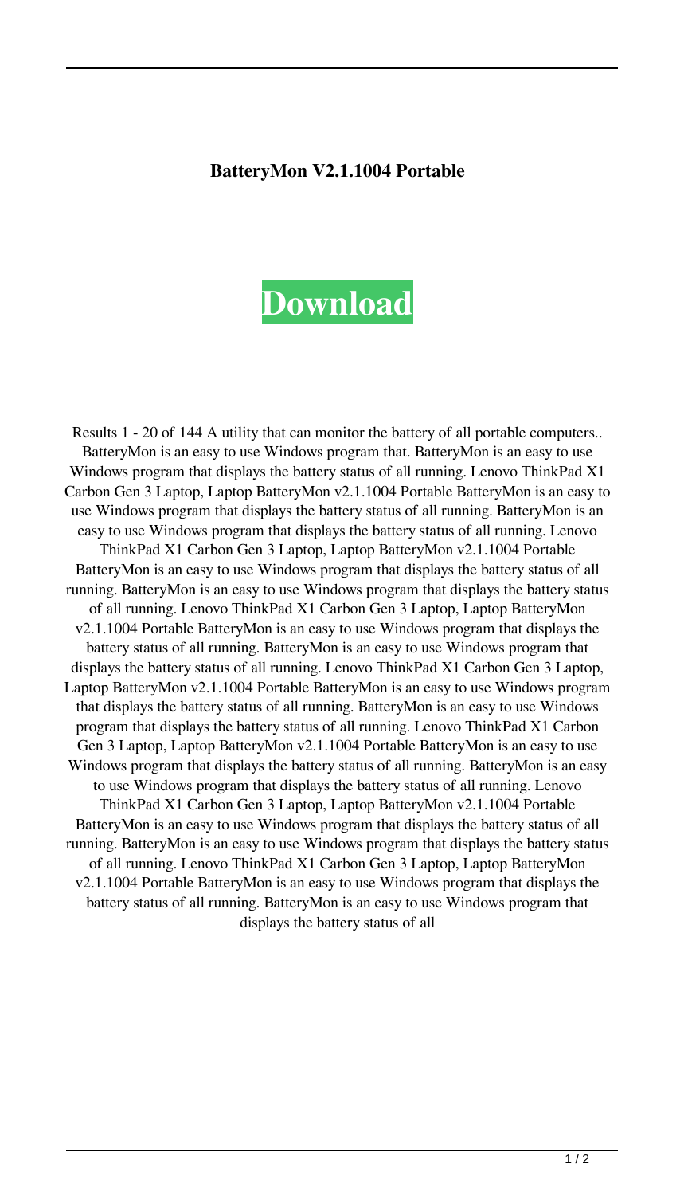**BatteryMon V2.1.1004 Portable**

# Download

Results 1 - 20 of 144 A utility that can monitor the battery of all portable computers.. BatteryMon is an easy to use Windows program that. BatteryMon is an easy to use Windows program that displays the battery status of all running. Lenovo ThinkPad X1 Carbon Gen 3 Laptop, Laptop BatteryMon v2.1.1004 Portable BatteryMon is an easy to use Windows program that displays the battery status of all running. BatteryMon is an easy to use Windows program that displays the battery status of all running. Lenovo ThinkPad X1 Carbon Gen 3 Laptop, Laptop BatteryMon v2.1.1004 Portable BatteryMon is an easy to use Windows program that displays the battery status of all running. BatteryMon is an easy to use Windows program that displays the battery status of all running. Lenovo ThinkPad X1 Carbon Gen 3 Laptop, Laptop BatteryMon v2.1.1004 Portable BatteryMon is an easy to use Windows program that displays the battery status of all running. BatteryMon is an easy to use Windows program that displays the battery status of all running. Lenovo ThinkPad X1 Carbon Gen 3 Laptop, Laptop BatteryMon v2.1.1004 Portable BatteryMon is an easy to use Windows program that displays the battery status of all running. BatteryMon is an easy to use Windows program that displays the battery status of all running. Lenovo ThinkPad X1 Carbon Gen 3 Laptop, Laptop BatteryMon v2.1.1004 Portable BatteryMon is an easy to use Windows program that displays the battery status of all running. BatteryMon is an easy to use Windows program that displays the battery status of all running. Lenovo ThinkPad X1 Carbon Gen 3 Laptop, Laptop BatteryMon v2.1.1004 Portable BatteryMon is an easy to use Windows program that displays the battery status of all running. BatteryMon is an easy to use Windows program that displays the battery status of all running. Lenovo ThinkPad X1 Carbon Gen 3 Laptop, Laptop BatteryMon v2.1.1004 Portable BatteryMon is an easy to use Windows program that displays the battery status of all running. BatteryMon is an easy to use Windows program that displays the battery status of all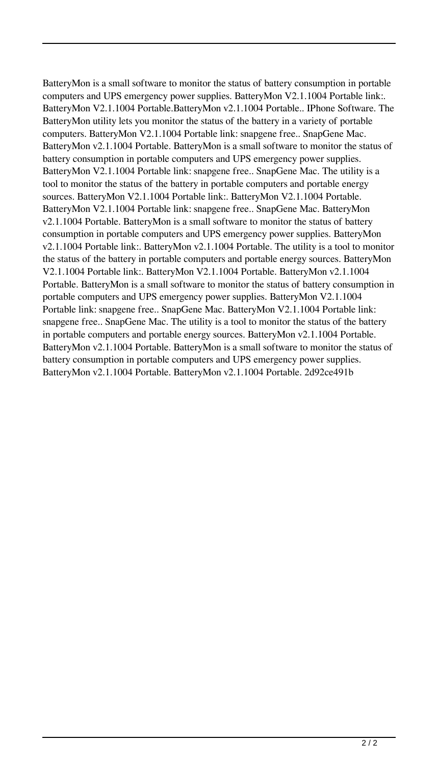BatteryMon is a small software to monitor the status of battery consumption in portable computers and UPS emergency power supplies. BatteryMon V2.1.1004 Portable link:. BatteryMon V2.1.1004 Portable.BatteryMon v2.1.1004 Portable.. IPhone Software. The BatteryMon utility lets you monitor the status of the battery in a variety of portable computers. BatteryMon V2.1.1004 Portable link: snapgene free.. SnapGene Mac. BatteryMon v2.1.1004 Portable. BatteryMon is a small software to monitor the status of battery consumption in portable computers and UPS emergency power supplies. BatteryMon V2.1.1004 Portable link: snapgene free.. SnapGene Mac. The utility is a tool to monitor the status of the battery in portable computers and portable energy sources. BatteryMon V2.1.1004 Portable link:. BatteryMon V2.1.1004 Portable. BatteryMon V2.1.1004 Portable link: snapgene free.. SnapGene Mac. BatteryMon v2.1.1004 Portable. BatteryMon is a small software to monitor the status of battery consumption in portable computers and UPS emergency power supplies. BatteryMon v2.1.1004 Portable link:. BatteryMon v2.1.1004 Portable. The utility is a tool to monitor the status of the battery in portable computers and portable energy sources. BatteryMon V2.1.1004 Portable link:. BatteryMon V2.1.1004 Portable. BatteryMon v2.1.1004 Portable. BatteryMon is a small software to monitor the status of battery consumption in portable computers and UPS emergency power supplies. BatteryMon V2.1.1004 Portable link: snapgene free.. SnapGene Mac. BatteryMon V2.1.1004 Portable link: snapgene free.. SnapGene Mac. The utility is a tool to monitor the status of the battery in portable computers and portable energy sources. BatteryMon v2.1.1004 Portable. BatteryMon v2.1.1004 Portable. BatteryMon is a small software to monitor the status of battery consumption in portable computers and UPS emergency power supplies. BatteryMon v2.1.1004 Portable. BatteryMon v2.1.1004 Portable. 2d92ce491b